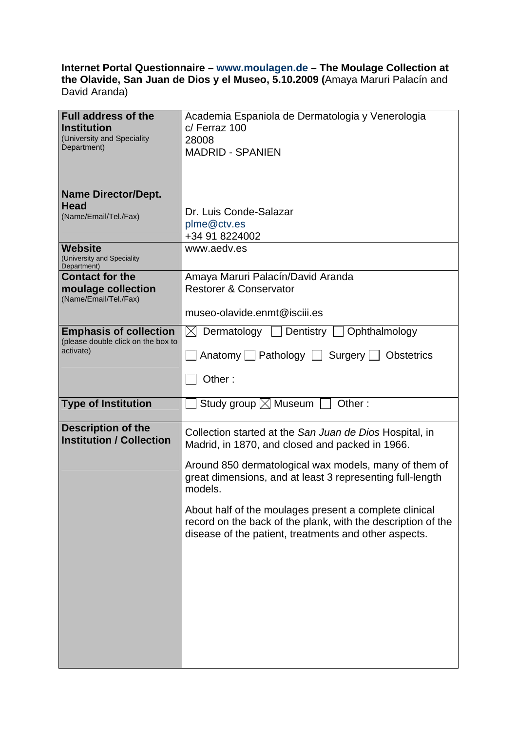**Internet Portal Questionnaire – www.moulagen.de – The Moulage Collection at the Olavide, San Juan de Dios y el Museo, 5.10.2009 (**Amaya Maruri Palacín and David Aranda)

| | |
|---|---|
| **Full address of the Institution** (University and Speciality Department)<br><br>**Name Director/Dept. Head** (Name/Email/Tel./Fax) | Academia Espaniola de Dermatologia y Venerologia<br>c/ Ferraz 100<br>28008<br>MADRID - SPANIEN<br><br>Dr. Luis Conde-Salazar<br>plme@ctv.es<br>+34 91 8224002 |
| **Website** (University and Speciality Department) | www.aedv.es |
| **Contact for the moulage collection** (Name/Email/Tel./Fax) | Amaya Maruri Palacín/David Aranda<br>Restorer & Conservator<br><br>museo-olavide.enmt@isciii.es |
| **Emphasis of collection** (please double click on the box to activate) | ☒ Dermatology ☐ Dentistry ☐ Ophthalmology<br>☐ Anatomy ☐ Pathology ☐ Surgery ☐ Obstetrics<br>☐ Other : |
| **Type of Institution** | ☐ Study group ☒ Museum ☐ Other : |
| **Description of the Institution / Collection** | Collection started at the *San Juan de Dios* Hospital, in Madrid, in 1870, and closed and packed in 1966.<br><br>Around 850 dermatological wax models, many of them of great dimensions, and at least 3 representing full-length models.<br><br>About half of the moulages present a complete clinical record on the back of the plank, with the description of the disease of the patient, treatments and other aspects. |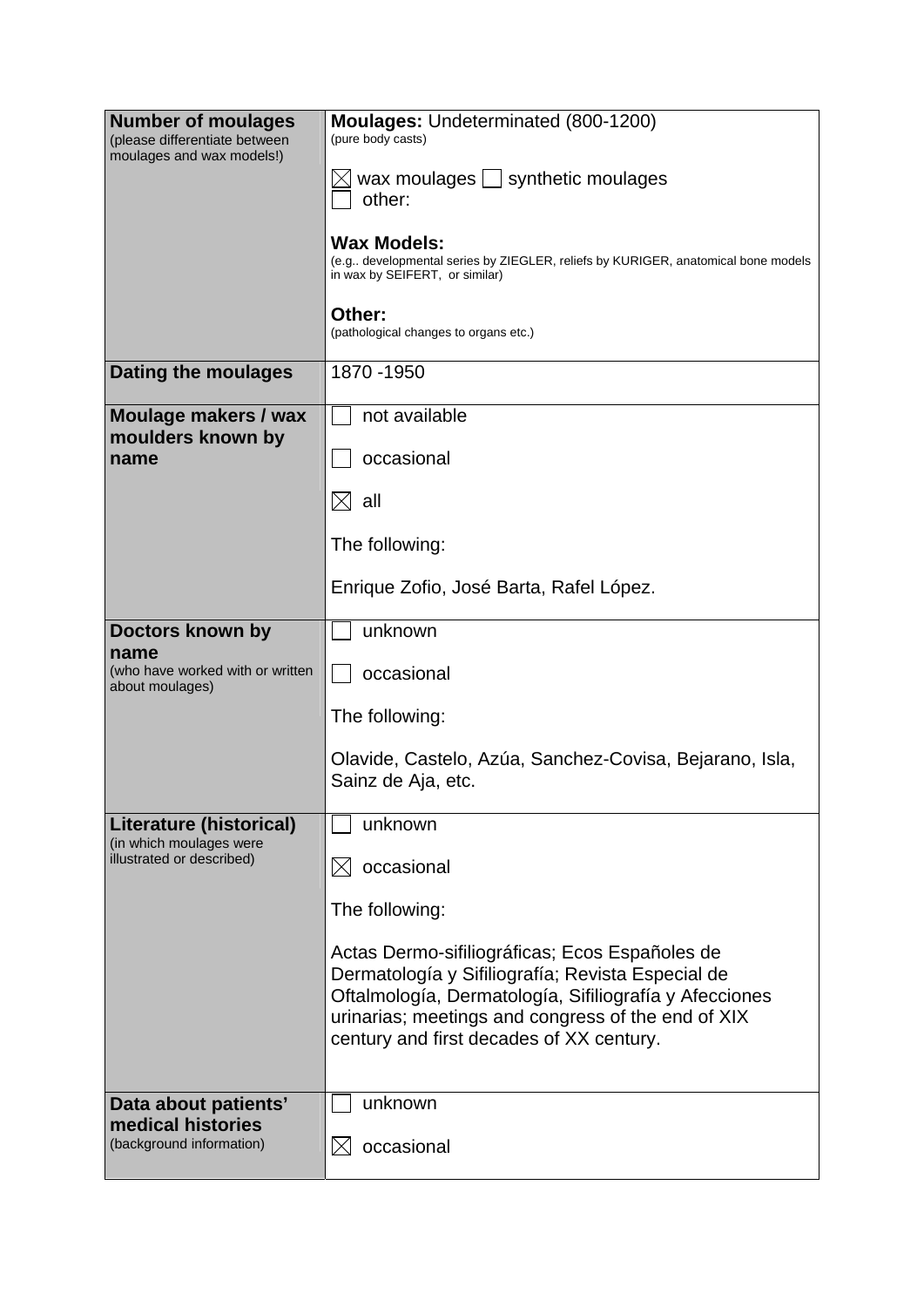| **Number of moulages** (please differentiate between moulages and wax models!) | **Moulages:** Undeterminated (800-1200) (pure body casts) ☒ wax moulages ☐ synthetic moulages ☐ other: **Wax Models:** (e.g.. developmental series by ZIEGLER, reliefs by KURIGER, anatomical bone models in wax by SEIFERT, or similar) **Other:** (pathological changes to organs etc.) |
|---|---|
| **Dating the moulages** | 1870 -1950 |
| **Moulage makers / wax moulders known by name** | ☐ not available ☐ occasional ☒ all The following: Enrique Zofio, José Barta, Rafel López. |
| **Doctors known by name** (who have worked with or written about moulages) | ☐ unknown ☐ occasional The following: Olavide, Castelo, Azúa, Sanchez-Covisa, Bejarano, Isla, Sainz de Aja, etc. |
| **Literature (historical)** (in which moulages were illustrated or described) | ☐ unknown ☒ occasional The following: Actas Dermo-sifiliográficas; Ecos Españoles de Dermatología y Sifiliografía; Revista Especial de Oftalmología, Dermatología, Sifiliografía y Afecciones urinarias; meetings and congress of the end of XIX century and first decades of XX century. |
| **Data about patients' medical histories** (background information) | ☐ unknown ☒ occasional |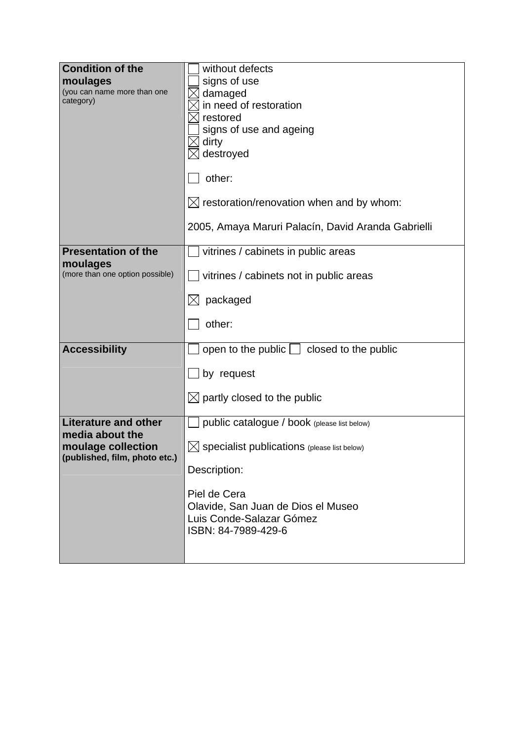| | |
|---|---|
| **Condition of the moulages** (you can name more than one category) | ☐ without defects<br>☐ signs of use<br>☒ damaged<br>☒ in need of restoration<br>☒ restored<br>☐ signs of use and ageing<br>☒ dirty<br>☒ destroyed<br><br>☐ other:<br><br>☒ restoration/renovation when and by whom:<br><br>2005, Amaya Maruri Palacín, David Aranda Gabrielli |
| **Presentation of the moulages** (more than one option possible) | ☐ vitrines / cabinets in public areas<br><br>☐ vitrines / cabinets not in public areas<br><br>☒ packaged<br><br>☐ other: |
| **Accessibility** | ☐ open to the public ☐ closed to the public<br><br>☐ by request<br><br>☒ partly closed to the public |
| **Literature and other media about the moulage collection (published, film, photo etc.)** | ☐ public catalogue / book (please list below)<br><br>☒ specialist publications (please list below)<br><br>Description:<br><br>Piel de Cera<br>Olavide, San Juan de Dios el Museo<br>Luis Conde-Salazar Gómez<br>ISBN: 84-7989-429-6 |